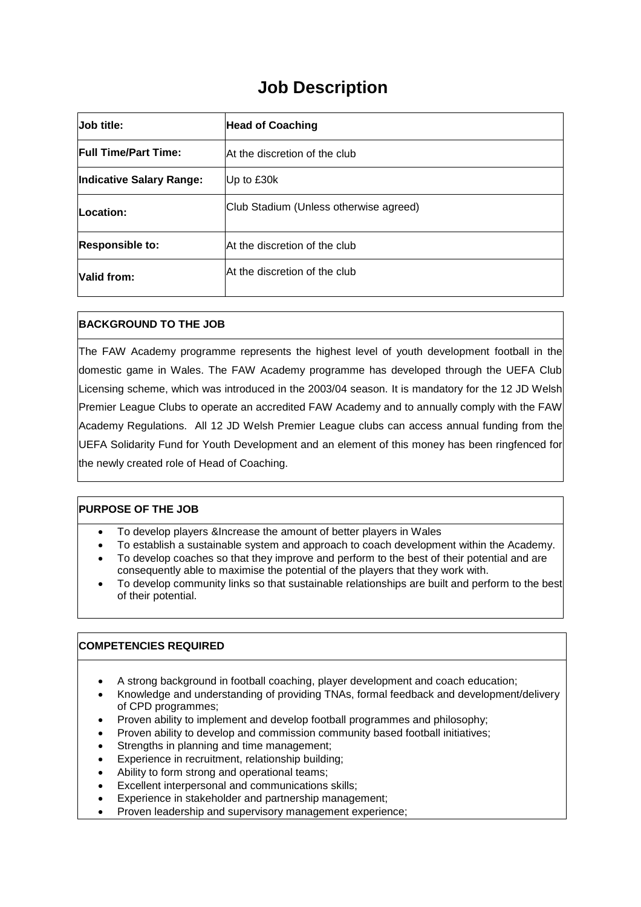# Job Description

| Job title: | Head of Coaching |
|---|---|
| Full Time/Part Time: | At the discretion of the club |
| Indicative Salary Range: | Up to £30k |
| Location: | Club Stadium (Unless otherwise agreed) |
| Responsible to: | At the discretion of the club |
| Valid from: | At the discretion of the club |

## BACKGROUND TO THE JOB

The FAW Academy programme represents the highest level of youth development football in the domestic game in Wales. The FAW Academy programme has developed through the UEFA Club Licensing scheme, which was introduced in the 2003/04 season. It is mandatory for the 12 JD Welsh Premier League Clubs to operate an accredited FAW Academy and to annually comply with the FAW Academy Regulations. All 12 JD Welsh Premier League clubs can access annual funding from the UEFA Solidarity Fund for Youth Development and an element of this money has been ringfenced for the newly created role of Head of Coaching.

## PURPOSE OF THE JOB

- To develop players &Increase the amount of better players in Wales
- To establish a sustainable system and approach to coach development within the Academy.
- To develop coaches so that they improve and perform to the best of their potential and are consequently able to maximise the potential of the players that they work with.
- To develop community links so that sustainable relationships are built and perform to the best of their potential.

## COMPETENCIES REQUIRED

- A strong background in football coaching, player development and coach education;
- Knowledge and understanding of providing TNAs, formal feedback and development/delivery of CPD programmes;
- Proven ability to implement and develop football programmes and philosophy;
- Proven ability to develop and commission community based football initiatives;
- Strengths in planning and time management;
- Experience in recruitment, relationship building;
- Ability to form strong and operational teams;
- Excellent interpersonal and communications skills;
- Experience in stakeholder and partnership management;
- Proven leadership and supervisory management experience;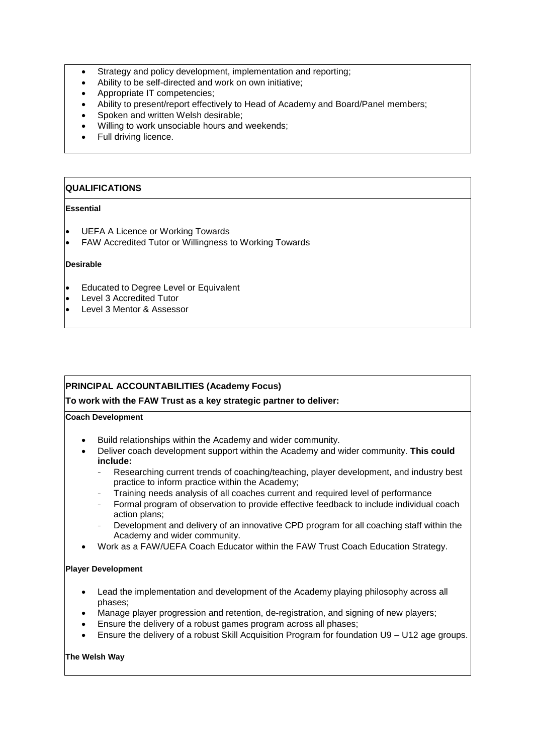- Strategy and policy development, implementation and reporting;
- Ability to be self-directed and work on own initiative;
- Appropriate IT competencies;
- Ability to present/report effectively to Head of Academy and Board/Panel members;
- Spoken and written Welsh desirable;
- Willing to work unsociable hours and weekends;
- Full driving licence.

## QUALIFICATIONS

**Essential**

- UEFA A Licence or Working Towards
- FAW Accredited Tutor or Willingness to Working Towards

**Desirable**

- Educated to Degree Level or Equivalent
- Level 3 Accredited Tutor
- Level 3 Mentor & Assessor

## PRINCIPAL ACCOUNTABILITIES (Academy Focus)

**To work with the FAW Trust as a key strategic partner to deliver:**

**Coach Development**

- Build relationships within the Academy and wider community.
- Deliver coach development support within the Academy and wider community. **This could include:**
  - Researching current trends of coaching/teaching, player development, and industry best practice to inform practice within the Academy;
  - Training needs analysis of all coaches current and required level of performance
  - Formal program of observation to provide effective feedback to include individual coach action plans;
  - Development and delivery of an innovative CPD program for all coaching staff within the Academy and wider community.
- Work as a FAW/UEFA Coach Educator within the FAW Trust Coach Education Strategy.

**Player Development**

- Lead the implementation and development of the Academy playing philosophy across all phases;
- Manage player progression and retention, de-registration, and signing of new players;
- Ensure the delivery of a robust games program across all phases;
- Ensure the delivery of a robust Skill Acquisition Program for foundation U9 – U12 age groups.

**The Welsh Way**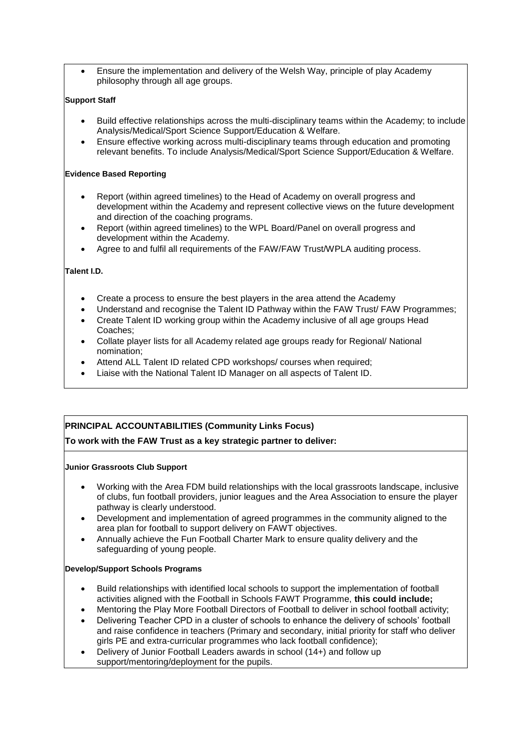- Ensure the implementation and delivery of the Welsh Way, principle of play Academy philosophy through all age groups.

**Support Staff**

- Build effective relationships across the multi-disciplinary teams within the Academy; to include Analysis/Medical/Sport Science Support/Education & Welfare.
- Ensure effective working across multi-disciplinary teams through education and promoting relevant benefits. To include Analysis/Medical/Sport Science Support/Education & Welfare.

**Evidence Based Reporting**

- Report (within agreed timelines) to the Head of Academy on overall progress and development within the Academy and represent collective views on the future development and direction of the coaching programs.
- Report (within agreed timelines) to the WPL Board/Panel on overall progress and development within the Academy.
- Agree to and fulfil all requirements of the FAW/FAW Trust/WPLA auditing process.

**Talent I.D.**

- Create a process to ensure the best players in the area attend the Academy
- Understand and recognise the Talent ID Pathway within the FAW Trust/ FAW Programmes;
- Create Talent ID working group within the Academy inclusive of all age groups Head Coaches;
- Collate player lists for all Academy related age groups ready for Regional/ National nomination;
- Attend ALL Talent ID related CPD workshops/ courses when required;
- Liaise with the National Talent ID Manager on all aspects of Talent ID.

**PRINCIPAL ACCOUNTABILITIES (Community Links Focus)**

**To work with the FAW Trust as a key strategic partner to deliver:**

**Junior Grassroots Club Support**

- Working with the Area FDM build relationships with the local grassroots landscape, inclusive of clubs, fun football providers, junior leagues and the Area Association to ensure the player pathway is clearly understood.
- Development and implementation of agreed programmes in the community aligned to the area plan for football to support delivery on FAWT objectives.
- Annually achieve the Fun Football Charter Mark to ensure quality delivery and the safeguarding of young people.

**Develop/Support Schools Programs**

- Build relationships with identified local schools to support the implementation of football activities aligned with the Football in Schools FAWT Programme, **this could include;**
- Mentoring the Play More Football Directors of Football to deliver in school football activity;
- Delivering Teacher CPD in a cluster of schools to enhance the delivery of schools' football and raise confidence in teachers (Primary and secondary, initial priority for staff who deliver girls PE and extra-curricular programmes who lack football confidence);
- Delivery of Junior Football Leaders awards in school (14+) and follow up support/mentoring/deployment for the pupils.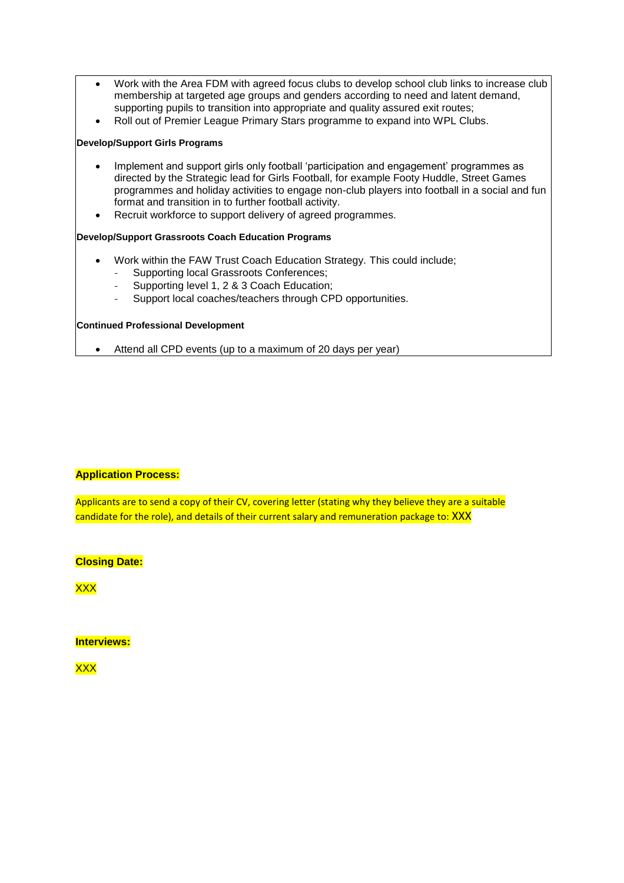- Work with the Area FDM with agreed focus clubs to develop school club links to increase club membership at targeted age groups and genders according to need and latent demand, supporting pupils to transition into appropriate and quality assured exit routes;
- Roll out of Premier League Primary Stars programme to expand into WPL Clubs.

**Develop/Support Girls Programs**

- Implement and support girls only football 'participation and engagement' programmes as directed by the Strategic lead for Girls Football, for example Footy Huddle, Street Games programmes and holiday activities to engage non-club players into football in a social and fun format and transition in to further football activity.
- Recruit workforce to support delivery of agreed programmes.

**Develop/Support Grassroots Coach Education Programs**

- Work within the FAW Trust Coach Education Strategy. This could include;
  - Supporting local Grassroots Conferences;
  - Supporting level 1, 2 & 3 Coach Education;
  - Support local coaches/teachers through CPD opportunities.

**Continued Professional Development**

- Attend all CPD events (up to a maximum of 20 days per year)

**Application Process:**

Applicants are to send a copy of their CV, covering letter (stating why they believe they are a suitable candidate for the role), and details of their current salary and remuneration package to: XXX

**Closing Date:**

XXX

**Interviews:**

XXX